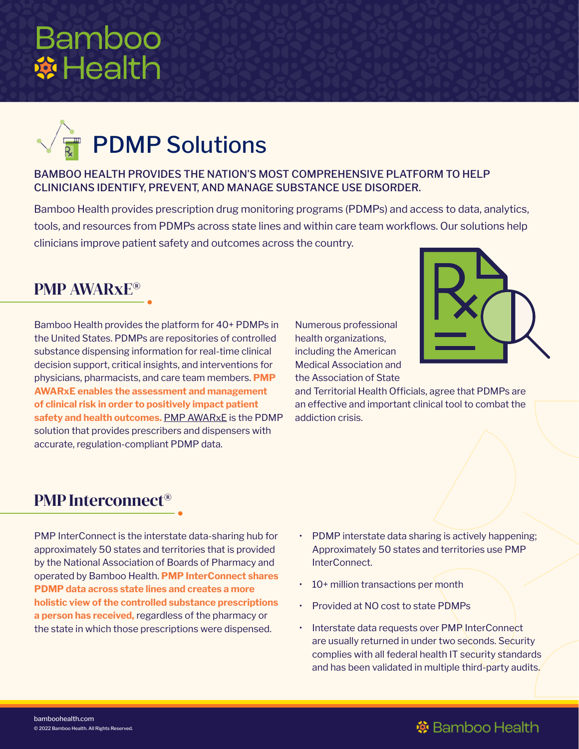# PDMP Solutions

BAMBOO HEALTH PROVIDES THE NATION'S MOST COMPREHENSIVE PLATFORM TO HELP CLINICIANS IDENTIFY, PREVENT, AND MANAGE SUBSTANCE USE DISORDER.

Bamboo Health provides prescription drug monitoring programs (PDMPs) and access to data, analytics, tools, and resources from PDMPs across state lines and within care team workflows. Our solutions help clinicians improve patient safety and outcomes across the country.

## PMP AWARxE®

Bamboo Health provides the platform for 40+ PDMPs in the United States. PDMPs are repositories of controlled substance dispensing information for real-time clinical decision support, critical insights, and interventions for physicians, pharmacists, and care team members. **PMP AWARxE enables the assessment and management of clinical risk in order to positively impact patient safety and health outcomes.** PMP AWARxE is the PDMP solution that provides prescribers and dispensers with accurate, regulation-compliant PDMP data.

Numerous professional health organizations, including the American Medical Association and the Association of State and Territorial Health Officials, agree that PDMPs are an effective and important clinical tool to combat the addiction crisis.

## PMP Interconnect®

PMP InterConnect is the interstate data-sharing hub for approximately 50 states and territories that is provided by the National Association of Boards of Pharmacy and operated by Bamboo Health. **PMP InterConnect shares PDMP data across state lines and creates a more holistic view of the controlled substance prescriptions a person has received,** regardless of the pharmacy or the state in which those prescriptions were dispensed.

- PDMP interstate data sharing is actively happening; Approximately 50 states and territories use PMP InterConnect.
- 10+ million transactions per month
- Provided at NO cost to state PDMPs
- Interstate data requests over PMP InterConnect are usually returned in under two seconds. Security complies with all federal health IT security standards and has been validated in multiple third-party audits.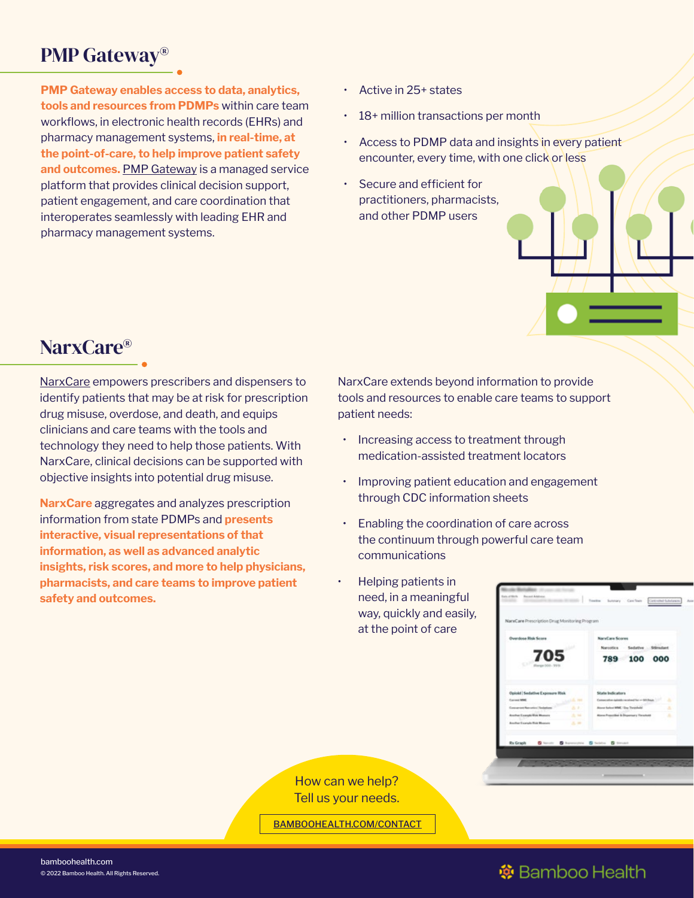## PMP Gateway®

**PMP Gateway enables access to data, analytics, tools and resources from PDMPs** within care team workflows, in electronic health records (EHRs) and pharmacy management systems, **in real-time, at the point-of-care, to help improve patient safety and outcomes.** PMP Gateway is a managed service platform that provides clinical decision support, patient engagement, and care coordination that interoperates seamlessly with leading EHR and pharmacy management systems.

- Active in 25+ states
- 18+ million transactions per month
- Access to PDMP data and insights in every patient encounter, every time, with one click or less
- Secure and efficient for practitioners, pharmacists, and other PDMP users

## NarxCare®

NarxCare empowers prescribers and dispensers to identify patients that may be at risk for prescription drug misuse, overdose, and death, and equips clinicians and care teams with the tools and technology they need to help those patients. With NarxCare, clinical decisions can be supported with objective insights into potential drug misuse.

**NarxCare** aggregates and analyzes prescription information from state PDMPs and **presents interactive, visual representations of that information, as well as advanced analytic insights, risk scores, and more to help physicians, pharmacists, and care teams to improve patient safety and outcomes.**

NarxCare extends beyond information to provide tools and resources to enable care teams to support patient needs:

- Increasing access to treatment through medication-assisted treatment locators
- Improving patient education and engagement through CDC information sheets
- Enabling the coordination of care across the continuum through powerful care team communications
- Helping patients in need, in a meaningful way, quickly and easily, at the point of care

How can we help?
Tell us your needs.

BAMBOOHEALTH.COM/CONTACT

bamboohealth.com
© 2022 Bamboo Health. All Rights Reserved.

Bamboo Health